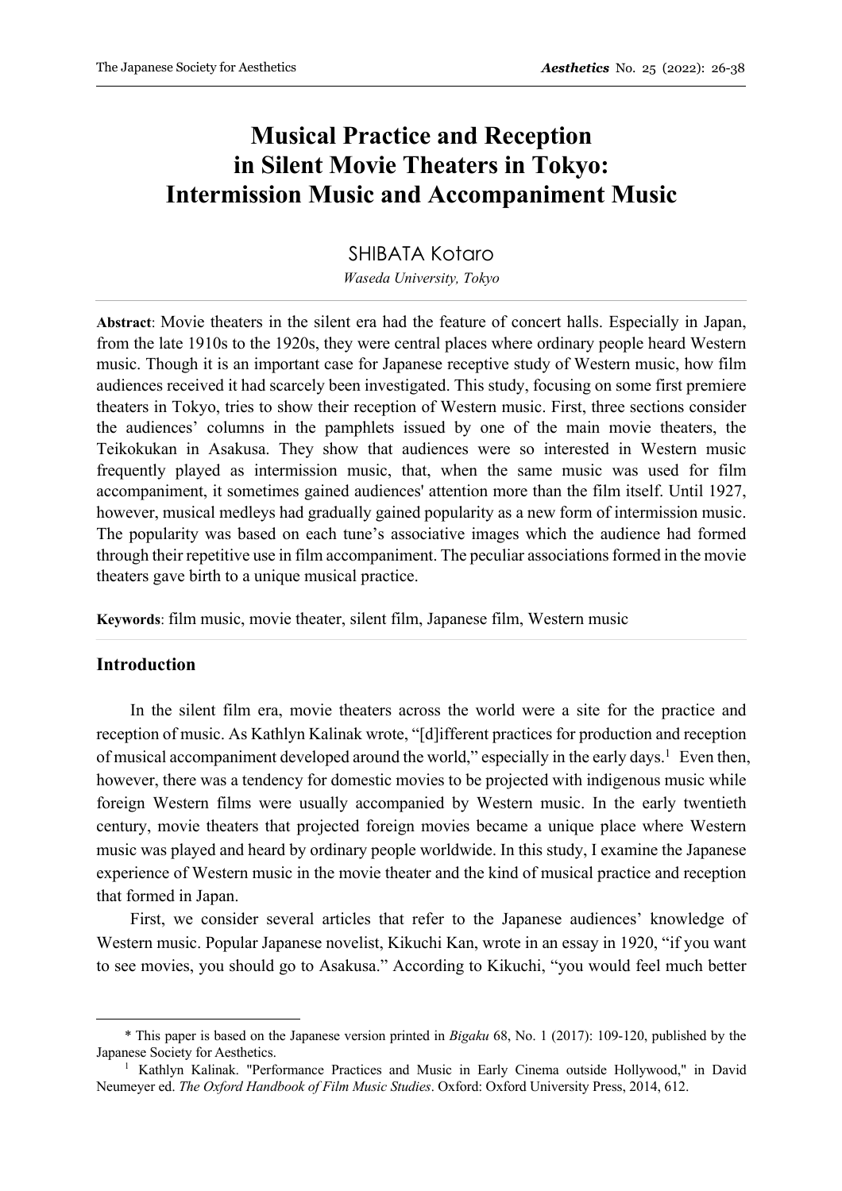# Musical Practice and Reception in Silent Movie Theaters in Tokyo: Intermission Music and Accompaniment Music

SHIBATA Kotaro

*Waseda University, Tokyo*

**Abstract**: Movie theaters in the silent era had the feature of concert halls. Especially in Japan, from the late 1910s to the 1920s, they were central places where ordinary people heard Western music. Though it is an important case for Japanese receptive study of Western music, how film audiences received it had scarcely been investigated. This study, focusing on some first premiere theaters in Tokyo, tries to show their reception of Western music. First, three sections consider the audiences' columns in the pamphlets issued by one of the main movie theaters, the Teikokukan in Asakusa. They show that audiences were so interested in Western music frequently played as intermission music, that, when the same music was used for film accompaniment, it sometimes gained audiences' attention more than the film itself. Until 1927, however, musical medleys had gradually gained popularity as a new form of intermission music. The popularity was based on each tune's associative images which the audience had formed through their repetitive use in film accompaniment. The peculiar associations formed in the movie theaters gave birth to a unique musical practice.

**Keywords**: film music, movie theater, silent film, Japanese film, Western music

## Introduction

In the silent film era, movie theaters across the world were a site for the practice and reception of music. As Kathlyn Kalinak wrote, "[d]ifferent practices for production and reception of musical accompaniment developed around the world," especially in the early days.[1] Even then, however, there was a tendency for domestic movies to be projected with indigenous music while foreign Western films were usually accompanied by Western music. In the early twentieth century, movie theaters that projected foreign movies became a unique place where Western music was played and heard by ordinary people worldwide. In this study, I examine the Japanese experience of Western music in the movie theater and the kind of musical practice and reception that formed in Japan.

First, we consider several articles that refer to the Japanese audiences' knowledge of Western music. Popular Japanese novelist, Kikuchi Kan, wrote in an essay in 1920, "if you want to see movies, you should go to Asakusa." According to Kikuchi, "you would feel much better

---

\* This paper is based on the Japanese version printed in *Bigaku* 68, No. 1 (2017): 109-120, published by the Japanese Society for Aesthetics.

[1] Kathlyn Kalinak. "Performance Practices and Music in Early Cinema outside Hollywood," in David Neumeyer ed. *The Oxford Handbook of Film Music Studies*. Oxford: Oxford University Press, 2014, 612.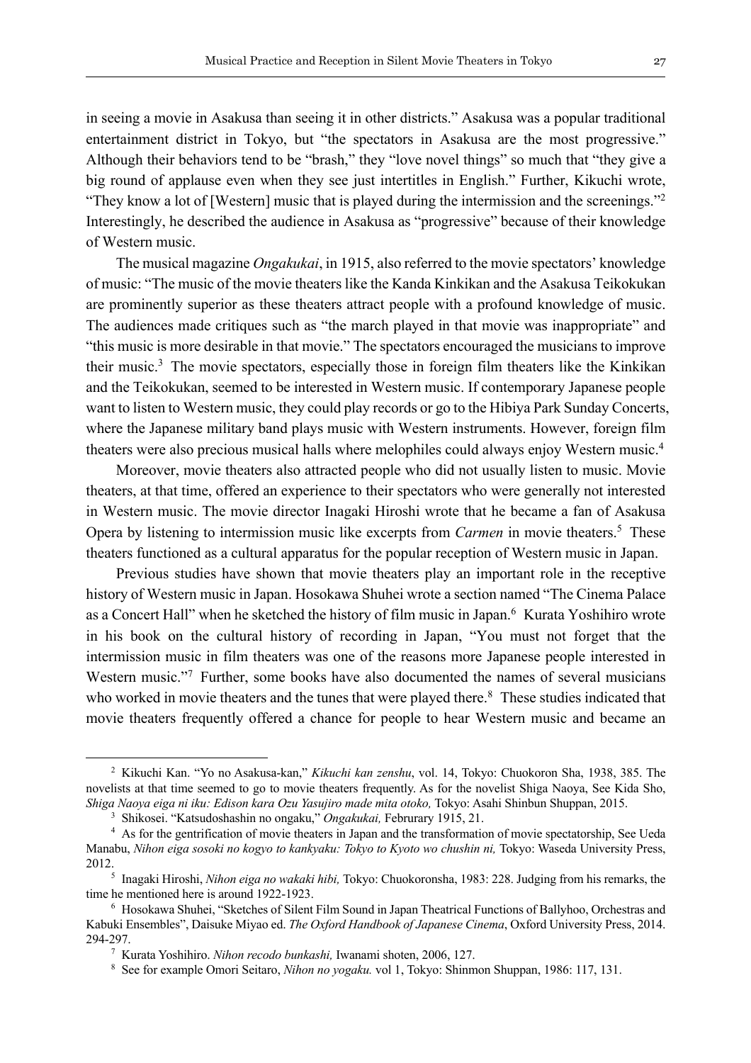in seeing a movie in Asakusa than seeing it in other districts." Asakusa was a popular traditional entertainment district in Tokyo, but "the spectators in Asakusa are the most progressive." Although their behaviors tend to be "brash," they "love novel things" so much that "they give a big round of applause even when they see just intertitles in English." Further, Kikuchi wrote, "They know a lot of [Western] music that is played during the intermission and the screenings."[2] Interestingly, he described the audience in Asakusa as "progressive" because of their knowledge of Western music.

The musical magazine *Ongakukai*, in 1915, also referred to the movie spectators' knowledge of music: "The music of the movie theaters like the Kanda Kinkikan and the Asakusa Teikokukan are prominently superior as these theaters attract people with a profound knowledge of music. The audiences made critiques such as "the march played in that movie was inappropriate" and "this music is more desirable in that movie." The spectators encouraged the musicians to improve their music.[3] The movie spectators, especially those in foreign film theaters like the Kinkikan and the Teikokukan, seemed to be interested in Western music. If contemporary Japanese people want to listen to Western music, they could play records or go to the Hibiya Park Sunday Concerts, where the Japanese military band plays music with Western instruments. However, foreign film theaters were also precious musical halls where melophiles could always enjoy Western music.[4]

Moreover, movie theaters also attracted people who did not usually listen to music. Movie theaters, at that time, offered an experience to their spectators who were generally not interested in Western music. The movie director Inagaki Hiroshi wrote that he became a fan of Asakusa Opera by listening to intermission music like excerpts from *Carmen* in movie theaters.[5] These theaters functioned as a cultural apparatus for the popular reception of Western music in Japan.

Previous studies have shown that movie theaters play an important role in the receptive history of Western music in Japan. Hosokawa Shuhei wrote a section named "The Cinema Palace as a Concert Hall" when he sketched the history of film music in Japan.[6] Kurata Yoshihiro wrote in his book on the cultural history of recording in Japan, "You must not forget that the intermission music in film theaters was one of the reasons more Japanese people interested in Western music."[7] Further, some books have also documented the names of several musicians who worked in movie theaters and the tunes that were played there.[8] These studies indicated that movie theaters frequently offered a chance for people to hear Western music and became an

---

[2] Kikuchi Kan. "Yo no Asakusa-kan," *Kikuchi kan zenshu*, vol. 14, Tokyo: Chuokoron Sha, 1938, 385. The novelists at that time seemed to go to movie theaters frequently. As for the novelist Shiga Naoya, See Kida Sho, *Shiga Naoya eiga ni iku: Edison kara Ozu Yasujiro made mita otoko,* Tokyo: Asahi Shinbun Shuppan, 2015.

[3] Shikosei. "Katsudoshashin no ongaku," *Ongakukai,* Februrary 1915, 21.

[4] As for the gentrification of movie theaters in Japan and the transformation of movie spectatorship, See Ueda Manabu, *Nihon eiga sosoki no kogyo to kankyaku: Tokyo to Kyoto wo chushin ni,* Tokyo: Waseda University Press, 2012.

[5] Inagaki Hiroshi, *Nihon eiga no wakaki hibi,* Tokyo: Chuokoronsha, 1983: 228. Judging from his remarks, the time he mentioned here is around 1922-1923.

[6] Hosokawa Shuhei, "Sketches of Silent Film Sound in Japan Theatrical Functions of Ballyhoo, Orchestras and Kabuki Ensembles", Daisuke Miyao ed. *The Oxford Handbook of Japanese Cinema*, Oxford University Press, 2014. 294-297.

[7] Kurata Yoshihiro. *Nihon recodo bunkashi,* Iwanami shoten, 2006, 127.

[8] See for example Omori Seitaro, *Nihon no yogaku.* vol 1, Tokyo: Shinmon Shuppan, 1986: 117, 131.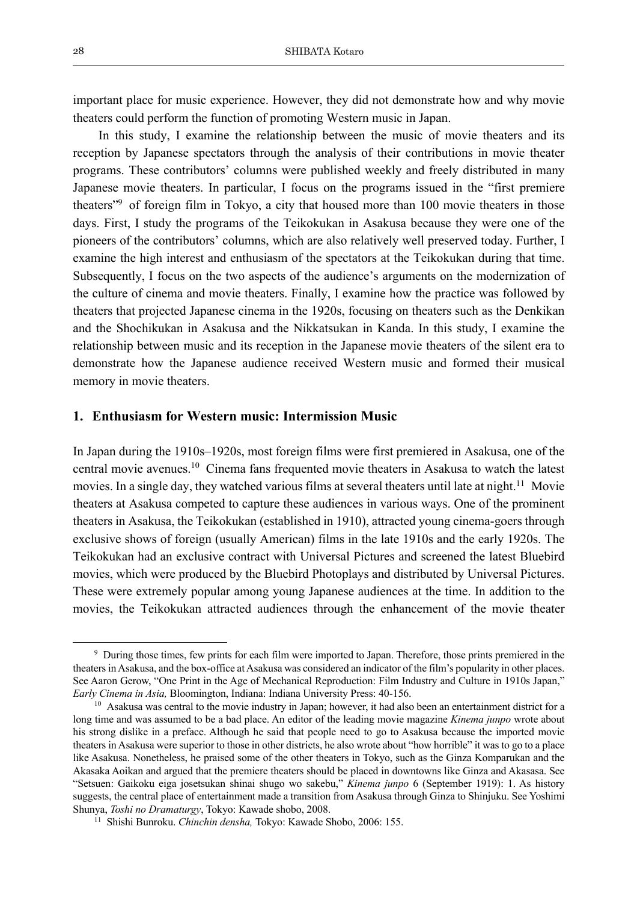important place for music experience. However, they did not demonstrate how and why movie theaters could perform the function of promoting Western music in Japan.

In this study, I examine the relationship between the music of movie theaters and its reception by Japanese spectators through the analysis of their contributions in movie theater programs. These contributors' columns were published weekly and freely distributed in many Japanese movie theaters. In particular, I focus on the programs issued in the "first premiere theaters"[9] of foreign film in Tokyo, a city that housed more than 100 movie theaters in those days. First, I study the programs of the Teikokukan in Asakusa because they were one of the pioneers of the contributors' columns, which are also relatively well preserved today. Further, I examine the high interest and enthusiasm of the spectators at the Teikokukan during that time. Subsequently, I focus on the two aspects of the audience's arguments on the modernization of the culture of cinema and movie theaters. Finally, I examine how the practice was followed by theaters that projected Japanese cinema in the 1920s, focusing on theaters such as the Denkikan and the Shochikukan in Asakusa and the Nikkatsukan in Kanda. In this study, I examine the relationship between music and its reception in the Japanese movie theaters of the silent era to demonstrate how the Japanese audience received Western music and formed their musical memory in movie theaters.

## 1. Enthusiasm for Western music: Intermission Music

In Japan during the 1910s–1920s, most foreign films were first premiered in Asakusa, one of the central movie avenues.[10] Cinema fans frequented movie theaters in Asakusa to watch the latest movies. In a single day, they watched various films at several theaters until late at night.[11] Movie theaters at Asakusa competed to capture these audiences in various ways. One of the prominent theaters in Asakusa, the Teikokukan (established in 1910), attracted young cinema-goers through exclusive shows of foreign (usually American) films in the late 1910s and the early 1920s. The Teikokukan had an exclusive contract with Universal Pictures and screened the latest Bluebird movies, which were produced by the Bluebird Photoplays and distributed by Universal Pictures. These were extremely popular among young Japanese audiences at the time. In addition to the movies, the Teikokukan attracted audiences through the enhancement of the movie theater

---

[9] During those times, few prints for each film were imported to Japan. Therefore, those prints premiered in the theaters in Asakusa, and the box-office at Asakusa was considered an indicator of the film's popularity in other places. See Aaron Gerow, "One Print in the Age of Mechanical Reproduction: Film Industry and Culture in 1910s Japan," *Early Cinema in Asia,* Bloomington, Indiana: Indiana University Press: 40-156.

[10] Asakusa was central to the movie industry in Japan; however, it had also been an entertainment district for a long time and was assumed to be a bad place. An editor of the leading movie magazine *Kinema junpo* wrote about his strong dislike in a preface. Although he said that people need to go to Asakusa because the imported movie theaters in Asakusa were superior to those in other districts, he also wrote about "how horrible" it was to go to a place like Asakusa. Nonetheless, he praised some of the other theaters in Tokyo, such as the Ginza Komparukan and the Akasaka Aoikan and argued that the premiere theaters should be placed in downtowns like Ginza and Akasasa. See "Setsuen: Gaikoku eiga josetsukan shinai shugo wo sakebu," *Kinema junpo* 6 (September 1919): 1. As history suggests, the central place of entertainment made a transition from Asakusa through Ginza to Shinjuku. See Yoshimi Shunya, *Toshi no Dramaturgy*, Tokyo: Kawade shobo, 2008.

[11] Shishi Bunroku. *Chinchin densha,* Tokyo: Kawade Shobo, 2006: 155.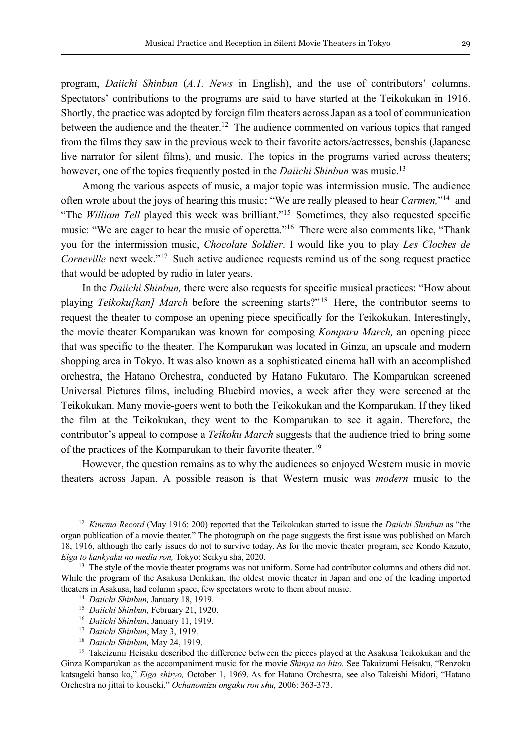program, *Daiichi Shinbun* (*A.1. News* in English), and the use of contributors' columns. Spectators' contributions to the programs are said to have started at the Teikokukan in 1916. Shortly, the practice was adopted by foreign film theaters across Japan as a tool of communication between the audience and the theater.[12] The audience commented on various topics that ranged from the films they saw in the previous week to their favorite actors/actresses, benshis (Japanese live narrator for silent films), and music. The topics in the programs varied across theaters; however, one of the topics frequently posted in the *Daiichi Shinbun* was music.[13]

Among the various aspects of music, a major topic was intermission music. The audience often wrote about the joys of hearing this music: "We are really pleased to hear *Carmen,*"[14] and "The *William Tell* played this week was brilliant."[15] Sometimes, they also requested specific music: "We are eager to hear the music of operetta."[16] There were also comments like, "Thank you for the intermission music, *Chocolate Soldier*. I would like you to play *Les Cloches de Corneville* next week."[17] Such active audience requests remind us of the song request practice that would be adopted by radio in later years.

In the *Daiichi Shinbun,* there were also requests for specific musical practices: "How about playing *Teikoku[kan] March* before the screening starts?"[18] Here, the contributor seems to request the theater to compose an opening piece specifically for the Teikokukan. Interestingly, the movie theater Komparukan was known for composing *Komparu March,* an opening piece that was specific to the theater. The Komparukan was located in Ginza, an upscale and modern shopping area in Tokyo. It was also known as a sophisticated cinema hall with an accomplished orchestra, the Hatano Orchestra, conducted by Hatano Fukutaro. The Komparukan screened Universal Pictures films, including Bluebird movies, a week after they were screened at the Teikokukan. Many movie-goers went to both the Teikokukan and the Komparukan. If they liked the film at the Teikokukan, they went to the Komparukan to see it again. Therefore, the contributor's appeal to compose a *Teikoku March* suggests that the audience tried to bring some of the practices of the Komparukan to their favorite theater.[19]

However, the question remains as to why the audiences so enjoyed Western music in movie theaters across Japan. A possible reason is that Western music was *modern* music to the

---

[12] *Kinema Record* (May 1916: 200) reported that the Teikokukan started to issue the *Daiichi Shinbun* as "the organ publication of a movie theater." The photograph on the page suggests the first issue was published on March 18, 1916, although the early issues do not to survive today. As for the movie theater program, see Kondo Kazuto, *Eiga to kankyaku no media ron,* Tokyo: Seikyu sha, 2020.

[13] The style of the movie theater programs was not uniform. Some had contributor columns and others did not. While the program of the Asakusa Denkikan, the oldest movie theater in Japan and one of the leading imported theaters in Asakusa, had column space, few spectators wrote to them about music.

[14] *Daiichi Shinbun,* January 18, 1919.

[15] *Daiichi Shinbun,* February 21, 1920.

[16] *Daiichi Shinbun*, January 11, 1919.

[17] *Daiichi Shinbun*, May 3, 1919.

[18] *Daiichi Shinbun,* May 24, 1919.

[19] Takeizumi Heisaku described the difference between the pieces played at the Asakusa Teikokukan and the Ginza Komparukan as the accompaniment music for the movie *Shinya no hito.* See Takaizumi Heisaku, "Renzoku katsugeki banso ko," *Eiga shiryo,* October 1, 1969. As for Hatano Orchestra, see also Takeishi Midori, "Hatano Orchestra no jittai to kouseki," *Ochanomizu ongaku ron shu,* 2006: 363-373.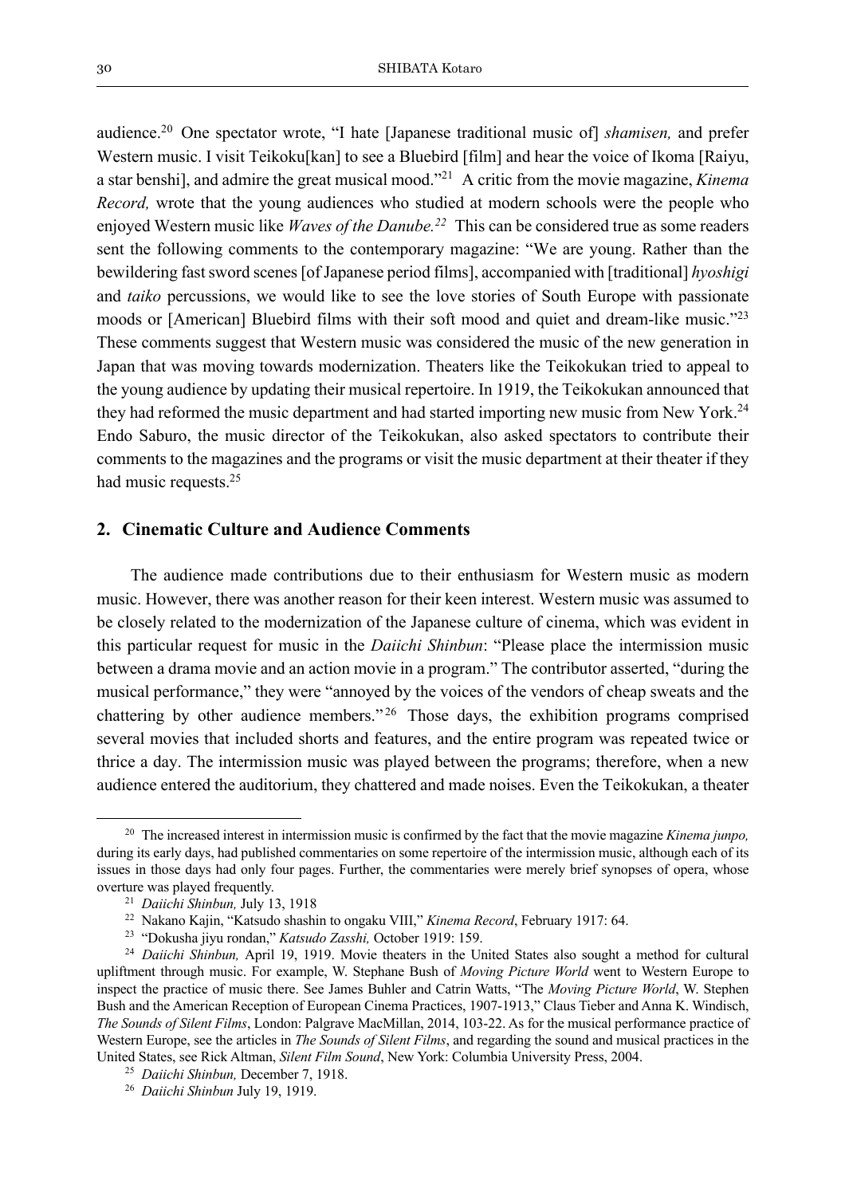audience.[20] One spectator wrote, "I hate [Japanese traditional music of] *shamisen,* and prefer Western music. I visit Teikoku[kan] to see a Bluebird [film] and hear the voice of Ikoma [Raiyu, a star benshi], and admire the great musical mood."[21] A critic from the movie magazine, *Kinema Record,* wrote that the young audiences who studied at modern schools were the people who enjoyed Western music like *Waves of the Danube.*[22] This can be considered true as some readers sent the following comments to the contemporary magazine: "We are young. Rather than the bewildering fast sword scenes [of Japanese period films], accompanied with [traditional] *hyoshigi* and *taiko* percussions, we would like to see the love stories of South Europe with passionate moods or [American] Bluebird films with their soft mood and quiet and dream-like music."[23] These comments suggest that Western music was considered the music of the new generation in Japan that was moving towards modernization. Theaters like the Teikokukan tried to appeal to the young audience by updating their musical repertoire. In 1919, the Teikokukan announced that they had reformed the music department and had started importing new music from New York.[24] Endo Saburo, the music director of the Teikokukan, also asked spectators to contribute their comments to the magazines and the programs or visit the music department at their theater if they had music requests.[25]

## 2. Cinematic Culture and Audience Comments

The audience made contributions due to their enthusiasm for Western music as modern music. However, there was another reason for their keen interest. Western music was assumed to be closely related to the modernization of the Japanese culture of cinema, which was evident in this particular request for music in the *Daiichi Shinbun*: "Please place the intermission music between a drama movie and an action movie in a program." The contributor asserted, "during the musical performance," they were "annoyed by the voices of the vendors of cheap sweats and the chattering by other audience members."[26] Those days, the exhibition programs comprised several movies that included shorts and features, and the entire program was repeated twice or thrice a day. The intermission music was played between the programs; therefore, when a new audience entered the auditorium, they chattered and made noises. Even the Teikokukan, a theater

---

[20] The increased interest in intermission music is confirmed by the fact that the movie magazine *Kinema junpo,* during its early days, had published commentaries on some repertoire of the intermission music, although each of its issues in those days had only four pages. Further, the commentaries were merely brief synopses of opera, whose overture was played frequently.

[21] *Daiichi Shinbun,* July 13, 1918

[22] Nakano Kajin, "Katsudo shashin to ongaku VIII," *Kinema Record*, February 1917: 64.

[23] "Dokusha jiyu rondan," *Katsudo Zasshi,* October 1919: 159.

[24] *Daiichi Shinbun,* April 19, 1919. Movie theaters in the United States also sought a method for cultural upliftment through music. For example, W. Stephane Bush of *Moving Picture World* went to Western Europe to inspect the practice of music there. See James Buhler and Catrin Watts, "The *Moving Picture World*, W. Stephen Bush and the American Reception of European Cinema Practices, 1907-1913," Claus Tieber and Anna K. Windisch, *The Sounds of Silent Films*, London: Palgrave MacMillan, 2014, 103-22. As for the musical performance practice of Western Europe, see the articles in *The Sounds of Silent Films*, and regarding the sound and musical practices in the United States, see Rick Altman, *Silent Film Sound*, New York: Columbia University Press, 2004.

[25] *Daiichi Shinbun,* December 7, 1918.

[26] *Daiichi Shinbun* July 19, 1919.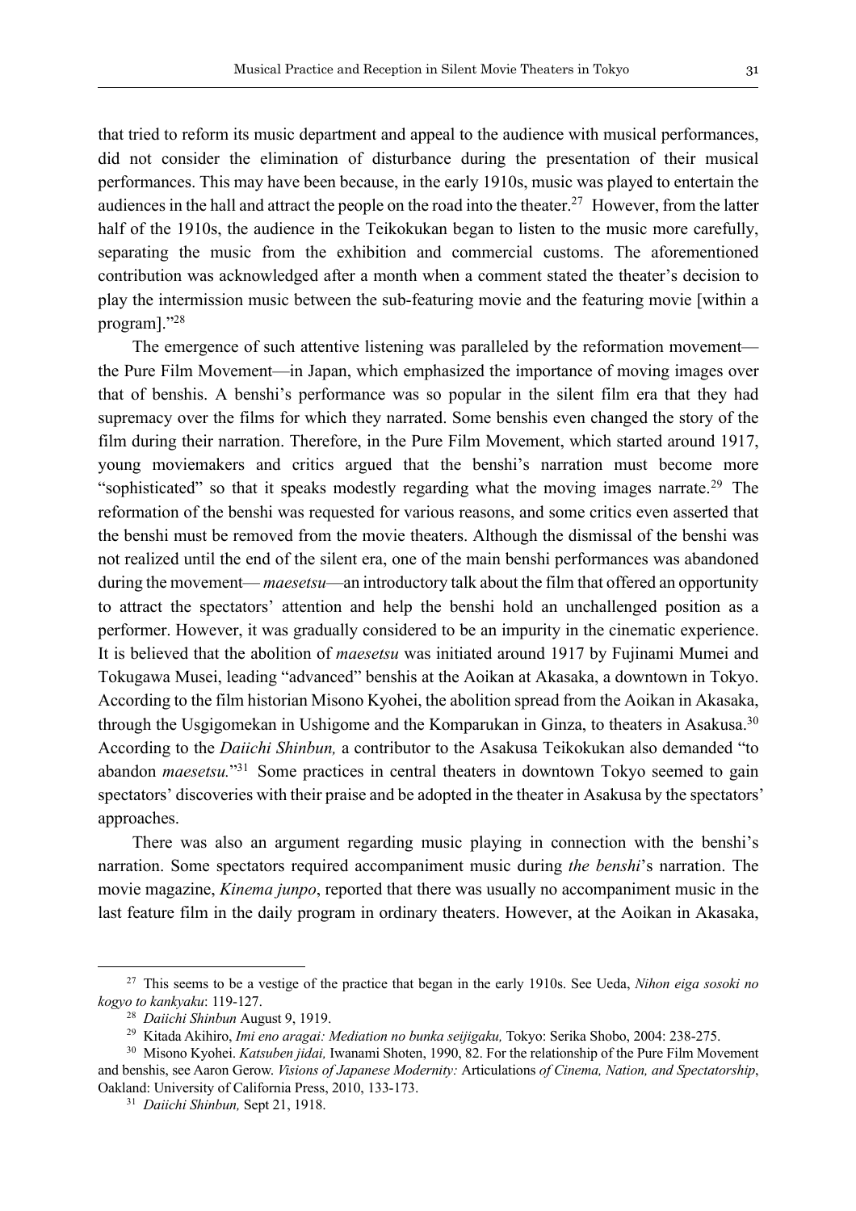that tried to reform its music department and appeal to the audience with musical performances, did not consider the elimination of disturbance during the presentation of their musical performances. This may have been because, in the early 1910s, music was played to entertain the audiences in the hall and attract the people on the road into the theater.[27] However, from the latter half of the 1910s, the audience in the Teikokukan began to listen to the music more carefully, separating the music from the exhibition and commercial customs. The aforementioned contribution was acknowledged after a month when a comment stated the theater's decision to play the intermission music between the sub-featuring movie and the featuring movie [within a program]."[28]

The emergence of such attentive listening was paralleled by the reformation movement—the Pure Film Movement—in Japan, which emphasized the importance of moving images over that of benshis. A benshi's performance was so popular in the silent film era that they had supremacy over the films for which they narrated. Some benshis even changed the story of the film during their narration. Therefore, in the Pure Film Movement, which started around 1917, young moviemakers and critics argued that the benshi's narration must become more "sophisticated" so that it speaks modestly regarding what the moving images narrate.[29] The reformation of the benshi was requested for various reasons, and some critics even asserted that the benshi must be removed from the movie theaters. Although the dismissal of the benshi was not realized until the end of the silent era, one of the main benshi performances was abandoned during the movement— *maesetsu*—an introductory talk about the film that offered an opportunity to attract the spectators' attention and help the benshi hold an unchallenged position as a performer. However, it was gradually considered to be an impurity in the cinematic experience. It is believed that the abolition of *maesetsu* was initiated around 1917 by Fujinami Mumei and Tokugawa Musei, leading "advanced" benshis at the Aoikan at Akasaka, a downtown in Tokyo. According to the film historian Misono Kyohei, the abolition spread from the Aoikan in Akasaka, through the Usgigomekan in Ushigome and the Komparukan in Ginza, to theaters in Asakusa.[30] According to the *Daiichi Shinbun,* a contributor to the Asakusa Teikokukan also demanded "to abandon *maesetsu.*"[31] Some practices in central theaters in downtown Tokyo seemed to gain spectators' discoveries with their praise and be adopted in the theater in Asakusa by the spectators' approaches.

There was also an argument regarding music playing in connection with the benshi's narration. Some spectators required accompaniment music during *the benshi*'s narration. The movie magazine, *Kinema junpo*, reported that there was usually no accompaniment music in the last feature film in the daily program in ordinary theaters. However, at the Aoikan in Akasaka,

---

[27] This seems to be a vestige of the practice that began in the early 1910s. See Ueda, *Nihon eiga sosoki no kogyo to kankyaku*: 119-127.

[28] *Daiichi Shinbun* August 9, 1919.

[29] Kitada Akihiro, *Imi eno aragai: Mediation no bunka seijigaku,* Tokyo: Serika Shobo, 2004: 238-275.

[30] Misono Kyohei. *Katsuben jidai,* Iwanami Shoten, 1990, 82. For the relationship of the Pure Film Movement and benshis, see Aaron Gerow. *Visions of Japanese Modernity:* Articulations *of Cinema, Nation, and Spectatorship*, Oakland: University of California Press, 2010, 133-173.

[31] *Daiichi Shinbun,* Sept 21, 1918.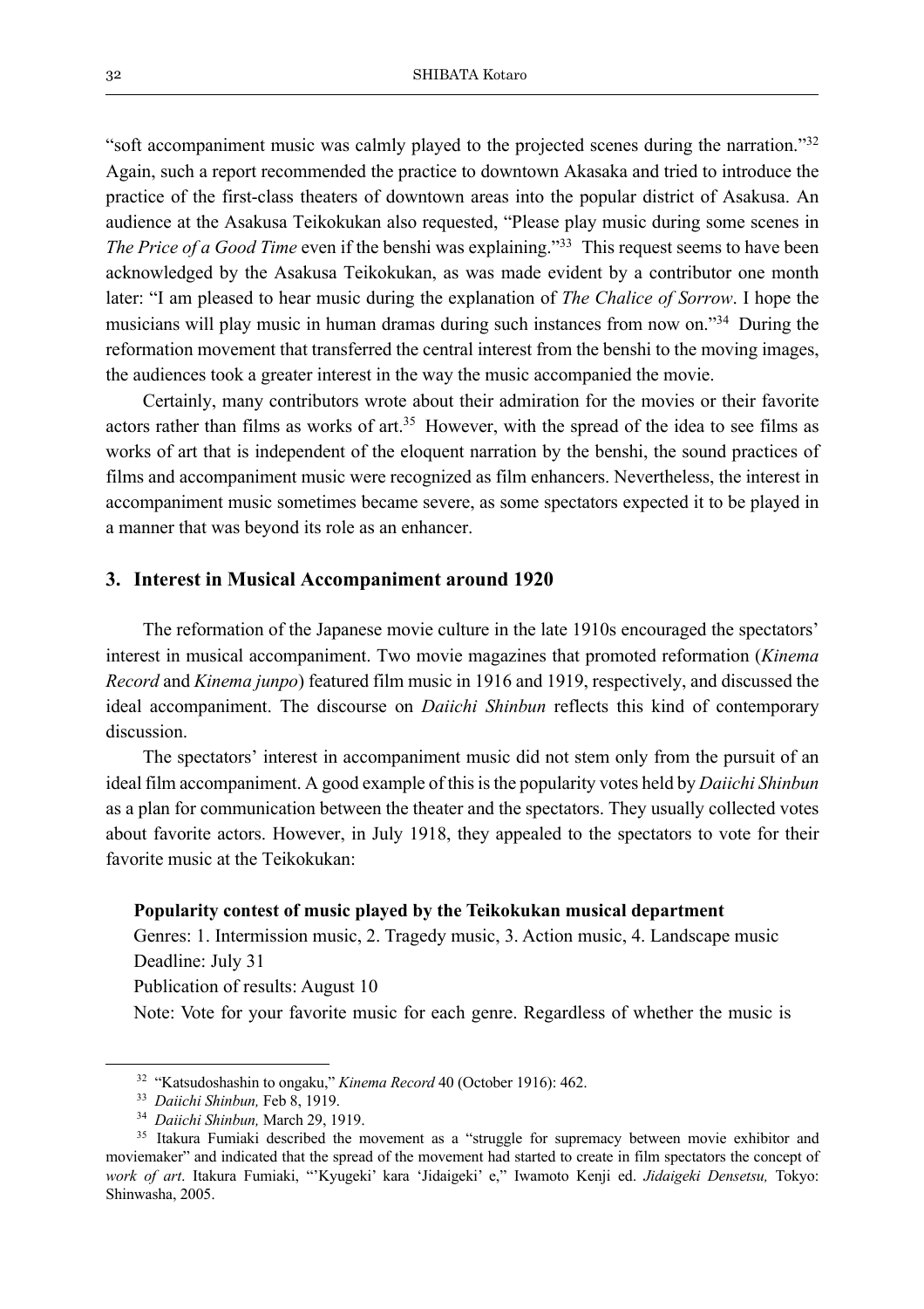"soft accompaniment music was calmly played to the projected scenes during the narration."[32] Again, such a report recommended the practice to downtown Akasaka and tried to introduce the practice of the first-class theaters of downtown areas into the popular district of Asakusa. An audience at the Asakusa Teikokukan also requested, "Please play music during some scenes in *The Price of a Good Time* even if the benshi was explaining."[33] This request seems to have been acknowledged by the Asakusa Teikokukan, as was made evident by a contributor one month later: "I am pleased to hear music during the explanation of *The Chalice of Sorrow*. I hope the musicians will play music in human dramas during such instances from now on."[34] During the reformation movement that transferred the central interest from the benshi to the moving images, the audiences took a greater interest in the way the music accompanied the movie.

Certainly, many contributors wrote about their admiration for the movies or their favorite actors rather than films as works of art.[35] However, with the spread of the idea to see films as works of art that is independent of the eloquent narration by the benshi, the sound practices of films and accompaniment music were recognized as film enhancers. Nevertheless, the interest in accompaniment music sometimes became severe, as some spectators expected it to be played in a manner that was beyond its role as an enhancer.

## 3. Interest in Musical Accompaniment around 1920

The reformation of the Japanese movie culture in the late 1910s encouraged the spectators' interest in musical accompaniment. Two movie magazines that promoted reformation (*Kinema Record* and *Kinema junpo*) featured film music in 1916 and 1919, respectively, and discussed the ideal accompaniment. The discourse on *Daiichi Shinbun* reflects this kind of contemporary discussion.

The spectators' interest in accompaniment music did not stem only from the pursuit of an ideal film accompaniment. A good example of this is the popularity votes held by *Daiichi Shinbun* as a plan for communication between the theater and the spectators. They usually collected votes about favorite actors. However, in July 1918, they appealed to the spectators to vote for their favorite music at the Teikokukan:

> **Popularity contest of music played by the Teikokukan musical department**
> Genres: 1. Intermission music, 2. Tragedy music, 3. Action music, 4. Landscape music
> Deadline: July 31
> Publication of results: August 10
> Note: Vote for your favorite music for each genre. Regardless of whether the music is

---

[32] "Katsudoshashin to ongaku," *Kinema Record* 40 (October 1916): 462.

[33] *Daiichi Shinbun,* Feb 8, 1919.

[34] *Daiichi Shinbun,* March 29, 1919.

[35] Itakura Fumiaki described the movement as a "struggle for supremacy between movie exhibitor and moviemaker" and indicated that the spread of the movement had started to create in film spectators the concept of *work of art*. Itakura Fumiaki, "'Kyugeki' kara 'Jidaigeki' e," Iwamoto Kenji ed. *Jidaigeki Densetsu,* Tokyo: Shinwasha, 2005.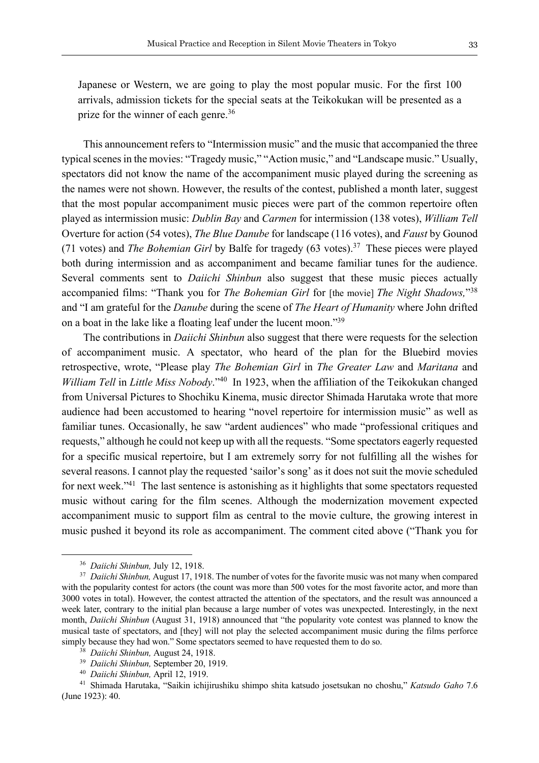Japanese or Western, we are going to play the most popular music. For the first 100 arrivals, admission tickets for the special seats at the Teikokukan will be presented as a prize for the winner of each genre.[36]

This announcement refers to "Intermission music" and the music that accompanied the three typical scenes in the movies: "Tragedy music," "Action music," and "Landscape music." Usually, spectators did not know the name of the accompaniment music played during the screening as the names were not shown. However, the results of the contest, published a month later, suggest that the most popular accompaniment music pieces were part of the common repertoire often played as intermission music: *Dublin Bay* and *Carmen* for intermission (138 votes), *William Tell* Overture for action (54 votes), *The Blue Danube* for landscape (116 votes), and *Faust* by Gounod (71 votes) and *The Bohemian Girl* by Balfe for tragedy (63 votes).[37] These pieces were played both during intermission and as accompaniment and became familiar tunes for the audience. Several comments sent to *Daiichi Shinbun* also suggest that these music pieces actually accompanied films: "Thank you for *The Bohemian Girl* for [the movie] *The Night Shadows,*"[38] and "I am grateful for the *Danube* during the scene of *The Heart of Humanity* where John drifted on a boat in the lake like a floating leaf under the lucent moon."[39]

The contributions in *Daiichi Shinbun* also suggest that there were requests for the selection of accompaniment music. A spectator, who heard of the plan for the Bluebird movies retrospective, wrote, "Please play *The Bohemian Girl* in *The Greater Law* and *Maritana* and *William Tell* in *Little Miss Nobody*."[40] In 1923, when the affiliation of the Teikokukan changed from Universal Pictures to Shochiku Kinema, music director Shimada Harutaka wrote that more audience had been accustomed to hearing "novel repertoire for intermission music" as well as familiar tunes. Occasionally, he saw "ardent audiences" who made "professional critiques and requests," although he could not keep up with all the requests. "Some spectators eagerly requested for a specific musical repertoire, but I am extremely sorry for not fulfilling all the wishes for several reasons. I cannot play the requested 'sailor's song' as it does not suit the movie scheduled for next week."[41] The last sentence is astonishing as it highlights that some spectators requested music without caring for the film scenes. Although the modernization movement expected accompaniment music to support film as central to the movie culture, the growing interest in music pushed it beyond its role as accompaniment. The comment cited above ("Thank you for

---

[36] *Daiichi Shinbun,* July 12, 1918.

[37] *Daiichi Shinbun,* August 17, 1918. The number of votes for the favorite music was not many when compared with the popularity contest for actors (the count was more than 500 votes for the most favorite actor, and more than 3000 votes in total). However, the contest attracted the attention of the spectators, and the result was announced a week later, contrary to the initial plan because a large number of votes was unexpected. Interestingly, in the next month, *Daiichi Shinbun* (August 31, 1918) announced that "the popularity vote contest was planned to know the musical taste of spectators, and [they] will not play the selected accompaniment music during the films perforce simply because they had won." Some spectators seemed to have requested them to do so.

[38] *Daiichi Shinbun,* August 24, 1918.

[39] *Daiichi Shinbun,* September 20, 1919.

[40] *Daiichi Shinbun,* April 12, 1919.

[41] Shimada Harutaka, "Saikin ichijirushiku shimpo shita katsudo josetsukan no choshu," *Katsudo Gaho* 7.6 (June 1923): 40.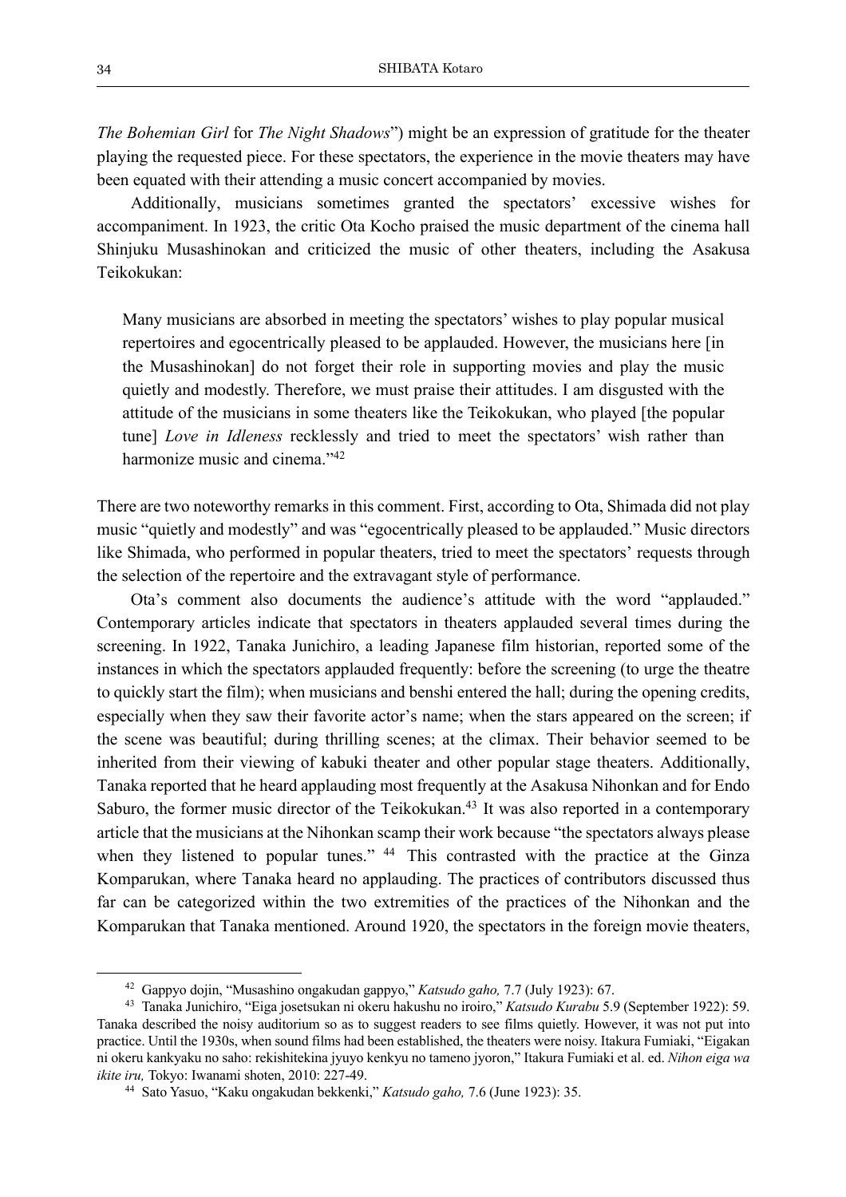*The Bohemian Girl* for *The Night Shadows*") might be an expression of gratitude for the theater playing the requested piece. For these spectators, the experience in the movie theaters may have been equated with their attending a music concert accompanied by movies.

Additionally, musicians sometimes granted the spectators' excessive wishes for accompaniment. In 1923, the critic Ota Kocho praised the music department of the cinema hall Shinjuku Musashinokan and criticized the music of other theaters, including the Asakusa Teikokukan:

> Many musicians are absorbed in meeting the spectators' wishes to play popular musical repertoires and egocentrically pleased to be applauded. However, the musicians here [in the Musashinokan] do not forget their role in supporting movies and play the music quietly and modestly. Therefore, we must praise their attitudes. I am disgusted with the attitude of the musicians in some theaters like the Teikokukan, who played [the popular tune] *Love in Idleness* recklessly and tried to meet the spectators' wish rather than harmonize music and cinema."[42]

There are two noteworthy remarks in this comment. First, according to Ota, Shimada did not play music "quietly and modestly" and was "egocentrically pleased to be applauded." Music directors like Shimada, who performed in popular theaters, tried to meet the spectators' requests through the selection of the repertoire and the extravagant style of performance.

Ota's comment also documents the audience's attitude with the word "applauded." Contemporary articles indicate that spectators in theaters applauded several times during the screening. In 1922, Tanaka Junichiro, a leading Japanese film historian, reported some of the instances in which the spectators applauded frequently: before the screening (to urge the theatre to quickly start the film); when musicians and benshi entered the hall; during the opening credits, especially when they saw their favorite actor's name; when the stars appeared on the screen; if the scene was beautiful; during thrilling scenes; at the climax. Their behavior seemed to be inherited from their viewing of kabuki theater and other popular stage theaters. Additionally, Tanaka reported that he heard applauding most frequently at the Asakusa Nihonkan and for Endo Saburo, the former music director of the Teikokukan.[43] It was also reported in a contemporary article that the musicians at the Nihonkan scamp their work because "the spectators always please when they listened to popular tunes." [44] This contrasted with the practice at the Ginza Komparukan, where Tanaka heard no applauding. The practices of contributors discussed thus far can be categorized within the two extremities of the practices of the Nihonkan and the Komparukan that Tanaka mentioned. Around 1920, the spectators in the foreign movie theaters,

---

[42] Gappyo dojin, "Musashino ongakudan gappyo," *Katsudo gaho,* 7.7 (July 1923): 67.

[43] Tanaka Junichiro, "Eiga josetsukan ni okeru hakushu no iroiro," *Katsudo Kurabu* 5.9 (September 1922): 59. Tanaka described the noisy auditorium so as to suggest readers to see films quietly. However, it was not put into practice. Until the 1930s, when sound films had been established, the theaters were noisy. Itakura Fumiaki, "Eigakan ni okeru kankyaku no saho: rekishitekina jyuyo kenkyu no tameno jyoron," Itakura Fumiaki et al. ed. *Nihon eiga wa ikite iru,* Tokyo: Iwanami shoten, 2010: 227-49.

[44] Sato Yasuo, "Kaku ongakudan bekkenki," *Katsudo gaho,* 7.6 (June 1923): 35.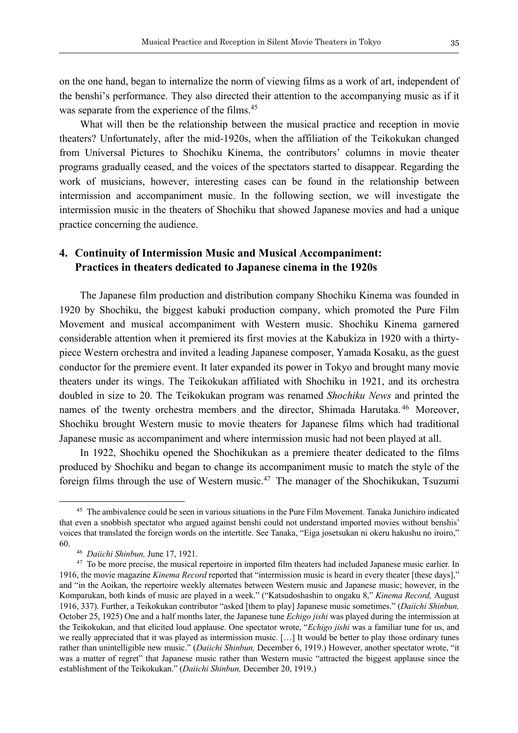on the one hand, began to internalize the norm of viewing films as a work of art, independent of the benshi's performance. They also directed their attention to the accompanying music as if it was separate from the experience of the films.[45]

What will then be the relationship between the musical practice and reception in movie theaters? Unfortunately, after the mid-1920s, when the affiliation of the Teikokukan changed from Universal Pictures to Shochiku Kinema, the contributors' columns in movie theater programs gradually ceased, and the voices of the spectators started to disappear. Regarding the work of musicians, however, interesting cases can be found in the relationship between intermission and accompaniment music. In the following section, we will investigate the intermission music in the theaters of Shochiku that showed Japanese movies and had a unique practice concerning the audience.

## 4. Continuity of Intermission Music and Musical Accompaniment: Practices in theaters dedicated to Japanese cinema in the 1920s

The Japanese film production and distribution company Shochiku Kinema was founded in 1920 by Shochiku, the biggest kabuki production company, which promoted the Pure Film Movement and musical accompaniment with Western music. Shochiku Kinema garnered considerable attention when it premiered its first movies at the Kabukiza in 1920 with a thirty-piece Western orchestra and invited a leading Japanese composer, Yamada Kosaku, as the guest conductor for the premiere event. It later expanded its power in Tokyo and brought many movie theaters under its wings. The Teikokukan affiliated with Shochiku in 1921, and its orchestra doubled in size to 20. The Teikokukan program was renamed *Shochiku News* and printed the names of the twenty orchestra members and the director, Shimada Harutaka.[46] Moreover, Shochiku brought Western music to movie theaters for Japanese films which had traditional Japanese music as accompaniment and where intermission music had not been played at all.

In 1922, Shochiku opened the Shochikukan as a premiere theater dedicated to the films produced by Shochiku and began to change its accompaniment music to match the style of the foreign films through the use of Western music.[47] The manager of the Shochikukan, Tsuzumi

---

[45] The ambivalence could be seen in various situations in the Pure Film Movement. Tanaka Junichiro indicated that even a snobbish spectator who argued against benshi could not understand imported movies without benshis' voices that translated the foreign words on the intertitle. See Tanaka, "Eiga josetsukan ni okeru hakushu no iroiro," 60.

[46] *Daiichi Shinbun,* June 17, 1921.

[47] To be more precise, the musical repertoire in imported film theaters had included Japanese music earlier. In 1916, the movie magazine *Kinema Record* reported that "intermission music is heard in every theater [these days]," and "in the Aoikan, the repertoire weekly alternates between Western music and Japanese music; however, in the Komparukan, both kinds of music are played in a week." ("Katsudoshashin to ongaku 8," *Kinema Record,* August 1916, 337). Further, a Teikokukan contributor "asked [them to play] Japanese music sometimes." (*Daiichi Shinbun,* October 25, 1925) One and a half months later, the Japanese tune *Echigo jishi* was played during the intermission at the Teikokukan, and that elicited loud applause. One spectator wrote, "*Echigo jishi* was a familiar tune for us, and we really appreciated that it was played as intermission music. […] It would be better to play those ordinary tunes rather than unintelligible new music." (*Daiichi Shinbun,* December 6, 1919.) However, another spectator wrote, "it was a matter of regret" that Japanese music rather than Western music "attracted the biggest applause since the establishment of the Teikokukan." (*Daiichi Shinbun,* December 20, 1919.)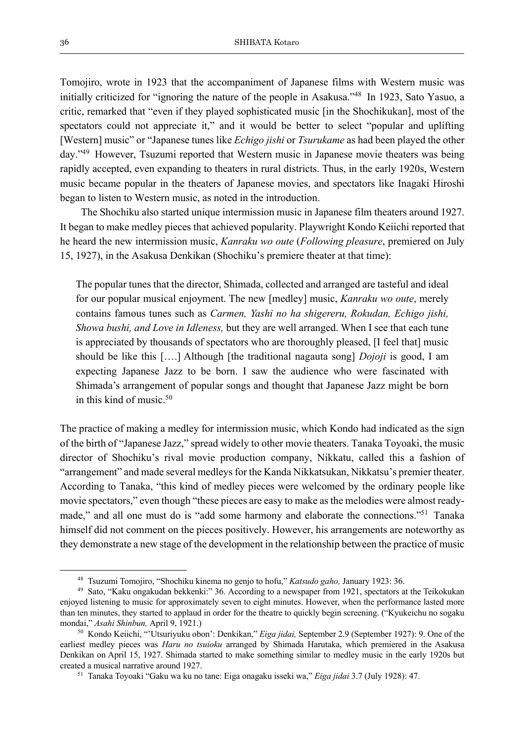Tomojiro, wrote in 1923 that the accompaniment of Japanese films with Western music was initially criticized for "ignoring the nature of the people in Asakusa."[48] In 1923, Sato Yasuo, a critic, remarked that "even if they played sophisticated music [in the Shochikukan], most of the spectators could not appreciate it," and it would be better to select "popular and uplifting [Western] music" or "Japanese tunes like *Echigo jishi* or *Tsurukame* as had been played the other day."[49] However, Tsuzumi reported that Western music in Japanese movie theaters was being rapidly accepted, even expanding to theaters in rural districts. Thus, in the early 1920s, Western music became popular in the theaters of Japanese movies, and spectators like Inagaki Hiroshi began to listen to Western music, as noted in the introduction.

The Shochiku also started unique intermission music in Japanese film theaters around 1927. It began to make medley pieces that achieved popularity. Playwright Kondo Keiichi reported that he heard the new intermission music, *Kanraku wo oute* (*Following pleasure*, premiered on July 15, 1927), in the Asakusa Denkikan (Shochiku's premiere theater at that time):

> The popular tunes that the director, Shimada, collected and arranged are tasteful and ideal for our popular musical enjoyment. The new [medley] music, *Kanraku wo oute*, merely contains famous tunes such as *Carmen, Yashi no ha shigereru, Rokudan, Echigo jishi, Showa bushi, and Love in Idleness,* but they are well arranged. When I see that each tune is appreciated by thousands of spectators who are thoroughly pleased, [I feel that] music should be like this [….] Although [the traditional nagauta song] *Dojoji* is good, I am expecting Japanese Jazz to be born. I saw the audience who were fascinated with Shimada's arrangement of popular songs and thought that Japanese Jazz might be born in this kind of music.[50]

The practice of making a medley for intermission music, which Kondo had indicated as the sign of the birth of "Japanese Jazz," spread widely to other movie theaters. Tanaka Toyoaki, the music director of Shochiku's rival movie production company, Nikkatu, called this a fashion of "arrangement" and made several medleys for the Kanda Nikkatsukan, Nikkatsu's premier theater. According to Tanaka, "this kind of medley pieces were welcomed by the ordinary people like movie spectators," even though "these pieces are easy to make as the melodies were almost ready-made," and all one must do is "add some harmony and elaborate the connections."[51] Tanaka himself did not comment on the pieces positively. However, his arrangements are noteworthy as they demonstrate a new stage of the development in the relationship between the practice of music

---

[48] Tsuzumi Tomojiro, "Shochiku kinema no genjo to hofu," *Katsudo gaho,* January 1923: 36.

[49] Sato, "Kaku ongakudan bekkenki:" 36. According to a newspaper from 1921, spectators at the Teikokukan enjoyed listening to music for approximately seven to eight minutes. However, when the performance lasted more than ten minutes, they started to applaud in order for the theatre to quickly begin screening. ("Kyukeichu no sogaku mondai," *Asahi Shinbun,* April 9, 1921.)

[50] Kondo Keiichi, "'Utsuriyuku obon': Denkikan," *Eiga jidai,* September 2.9 (September 1927): 9. One of the earliest medley pieces was *Haru no tsuioku* arranged by Shimada Harutaka, which premiered in the Asakusa Denkikan on April 15, 1927. Shimada started to make something similar to medley music in the early 1920s but created a musical narrative around 1927.

[51] Tanaka Toyoaki "Gaku wa ku no tane: Eiga onagaku isseki wa," *Eiga jidai* 3.7 (July 1928): 47.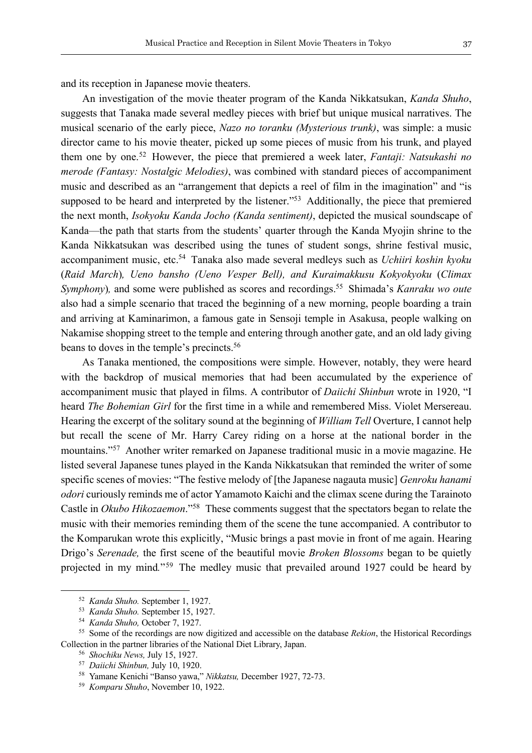and its reception in Japanese movie theaters.

An investigation of the movie theater program of the Kanda Nikkatsukan, *Kanda Shuho*, suggests that Tanaka made several medley pieces with brief but unique musical narratives. The musical scenario of the early piece, *Nazo no toranku (Mysterious trunk)*, was simple: a music director came to his movie theater, picked up some pieces of music from his trunk, and played them one by one.[52] However, the piece that premiered a week later, *Fantaji: Natsukashi no merode (Fantasy: Nostalgic Melodies)*, was combined with standard pieces of accompaniment music and described as an "arrangement that depicts a reel of film in the imagination" and "is supposed to be heard and interpreted by the listener."[53] Additionally, the piece that premiered the next month, *Isokyoku Kanda Jocho (Kanda sentiment)*, depicted the musical soundscape of Kanda—the path that starts from the students' quarter through the Kanda Myojin shrine to the Kanda Nikkatsukan was described using the tunes of student songs, shrine festival music, accompaniment music, etc.[54] Tanaka also made several medleys such as *Uchiiri koshin kyoku* (*Raid March*)*, Ueno bansho (Ueno Vesper Bell), and Kuraimakkusu Kokyokyoku* (*Climax Symphony*)*,* and some were published as scores and recordings.[55] Shimada's *Kanraku wo oute* also had a simple scenario that traced the beginning of a new morning, people boarding a train and arriving at Kaminarimon, a famous gate in Sensoji temple in Asakusa, people walking on Nakamise shopping street to the temple and entering through another gate, and an old lady giving beans to doves in the temple's precincts.[56]

As Tanaka mentioned, the compositions were simple. However, notably, they were heard with the backdrop of musical memories that had been accumulated by the experience of accompaniment music that played in films. A contributor of *Daiichi Shinbun* wrote in 1920, "I heard *The Bohemian Girl* for the first time in a while and remembered Miss. Violet Mersereau. Hearing the excerpt of the solitary sound at the beginning of *William Tell* Overture, I cannot help but recall the scene of Mr. Harry Carey riding on a horse at the national border in the mountains."[57] Another writer remarked on Japanese traditional music in a movie magazine. He listed several Japanese tunes played in the Kanda Nikkatsukan that reminded the writer of some specific scenes of movies: "The festive melody of [the Japanese nagauta music] *Genroku hanami odori* curiously reminds me of actor Yamamoto Kaichi and the climax scene during the Tarainoto Castle in *Okubo Hikozaemon*."[58] These comments suggest that the spectators began to relate the music with their memories reminding them of the scene the tune accompanied. A contributor to the Komparukan wrote this explicitly, "Music brings a past movie in front of me again. Hearing Drigo's *Serenade,* the first scene of the beautiful movie *Broken Blossoms* began to be quietly projected in my mind*.*"[59] The medley music that prevailed around 1927 could be heard by

---

[52] *Kanda Shuho.* September 1, 1927.

[53] *Kanda Shuho.* September 15, 1927.

[54] *Kanda Shuho,* October 7, 1927.

[55] Some of the recordings are now digitized and accessible on the database *Rekion*, the Historical Recordings Collection in the partner libraries of the National Diet Library, Japan.

[56] *Shochiku News,* July 15, 1927.

[57] *Daiichi Shinbun,* July 10, 1920.

[58] Yamane Kenichi "Banso yawa," *Nikkatsu,* December 1927, 72-73.

[59] *Komparu Shuho*, November 10, 1922.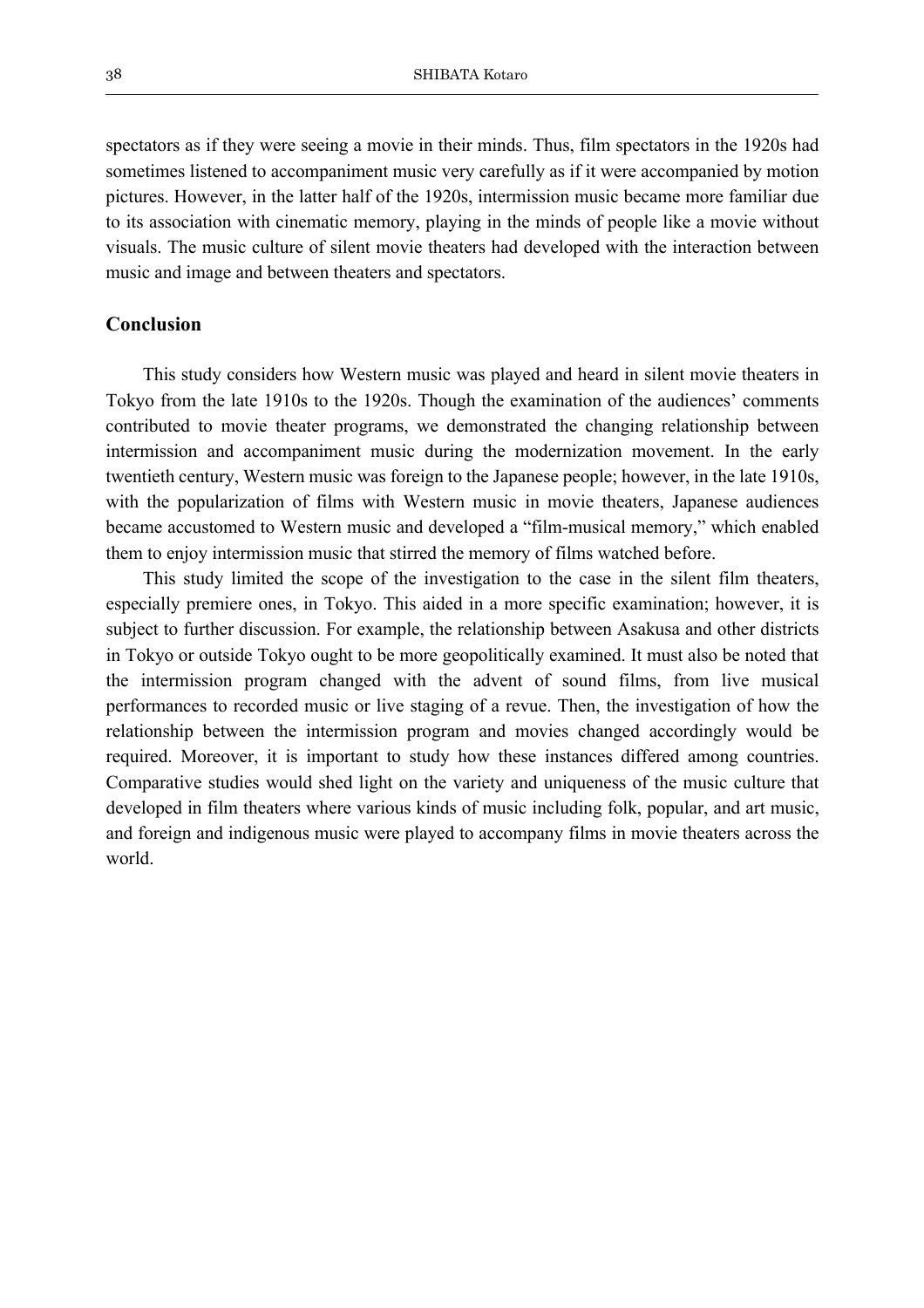spectators as if they were seeing a movie in their minds. Thus, film spectators in the 1920s had sometimes listened to accompaniment music very carefully as if it were accompanied by motion pictures. However, in the latter half of the 1920s, intermission music became more familiar due to its association with cinematic memory, playing in the minds of people like a movie without visuals. The music culture of silent movie theaters had developed with the interaction between music and image and between theaters and spectators.

## Conclusion

This study considers how Western music was played and heard in silent movie theaters in Tokyo from the late 1910s to the 1920s. Though the examination of the audiences' comments contributed to movie theater programs, we demonstrated the changing relationship between intermission and accompaniment music during the modernization movement. In the early twentieth century, Western music was foreign to the Japanese people; however, in the late 1910s, with the popularization of films with Western music in movie theaters, Japanese audiences became accustomed to Western music and developed a "film-musical memory," which enabled them to enjoy intermission music that stirred the memory of films watched before.

This study limited the scope of the investigation to the case in the silent film theaters, especially premiere ones, in Tokyo. This aided in a more specific examination; however, it is subject to further discussion. For example, the relationship between Asakusa and other districts in Tokyo or outside Tokyo ought to be more geopolitically examined. It must also be noted that the intermission program changed with the advent of sound films, from live musical performances to recorded music or live staging of a revue. Then, the investigation of how the relationship between the intermission program and movies changed accordingly would be required. Moreover, it is important to study how these instances differed among countries. Comparative studies would shed light on the variety and uniqueness of the music culture that developed in film theaters where various kinds of music including folk, popular, and art music, and foreign and indigenous music were played to accompany films in movie theaters across the world.